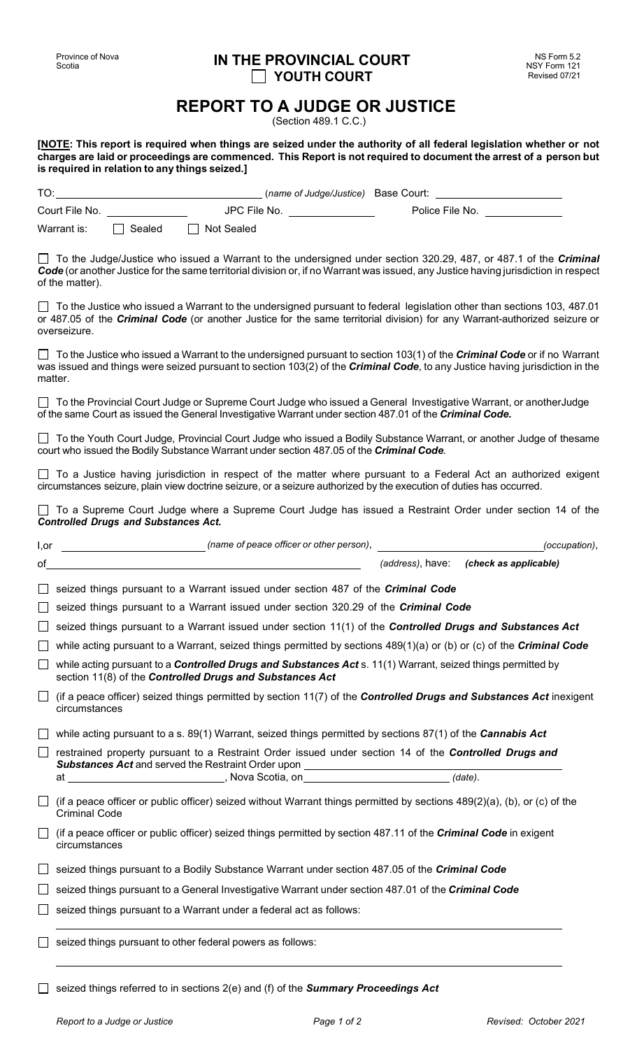Province of Nova Scotia

# IN THE PROVINCIAL COURT

☐ **YOUTH COURT**

NS Form 5.2
NSY Form 121
Revised 07/21

## REPORT TO A JUDGE OR JUSTICE

(Section 489.1 C.C.)

**[NOTE: This report is required when things are seized under the authority of all federal legislation whether or not charges are laid or proceedings are commenced. This Report is not required to document the arrest of a person but is required in relation to any things seized.]**

TO: ____________________ (*name of Judge/Justice*) Base Court: ____________________

Court File No. __________ JPC File No. __________ Police File No. __________

Warrant is: ☐ Sealed ☐ Not Sealed

☐ To the Judge/Justice who issued a Warrant to the undersigned under section 320.29, 487, or 487.1 of the ***Criminal Code*** (or another Justice for the same territorial division or, if no Warrant was issued, any Justice having jurisdiction in respect of the matter).

☐ To the Justice who issued a Warrant to the undersigned pursuant to federal legislation other than sections 103, 487.01 or 487.05 of the ***Criminal Code*** (or another Justice for the same territorial division) for any Warrant-authorized seizure or overseizure.

☐ To the Justice who issued a Warrant to the undersigned pursuant to section 103(1) of the ***Criminal Code*** or if no Warrant was issued and things were seized pursuant to section 103(2) of the ***Criminal Code***, to any Justice having jurisdiction in the matter.

☐ To the Provincial Court Judge or Supreme Court Judge who issued a General Investigative Warrant, or anotherJudge of the same Court as issued the General Investigative Warrant under section 487.01 of the ***Criminal Code.***

☐ To the Youth Court Judge, Provincial Court Judge who issued a Bodily Substance Warrant, or another Judge of thesame court who issued the Bodily Substance Warrant under section 487.05 of the ***Criminal Code.***

☐ To a Justice having jurisdiction in respect of the matter where pursuant to a Federal Act an authorized exigent circumstances seizure, plain view doctrine seizure, or a seizure authorized by the execution of duties has occurred.

☐ To a Supreme Court Judge where a Supreme Court Judge has issued a Restraint Order under section 14 of the ***Controlled Drugs and Substances Act.***

I,or ____________________ (*name of peace officer or other person*), ____________________ (*occupation*),
of ____________________ (*address*), have: ***(check as applicable)***

☐ seized things pursuant to a Warrant issued under section 487 of the ***Criminal Code***

☐ seized things pursuant to a Warrant issued under section 320.29 of the ***Criminal Code***

☐ seized things pursuant to a Warrant issued under section 11(1) of the ***Controlled Drugs and Substances Act***

☐ while acting pursuant to a Warrant, seized things permitted by sections 489(1)(a) or (b) or (c) of the ***Criminal Code***

☐ while acting pursuant to a ***Controlled Drugs and Substances Act*** s. 11(1) Warrant, seized things permitted by section 11(8) of the ***Controlled Drugs and Substances Act***

☐ (if a peace officer) seized things permitted by section 11(7) of the ***Controlled Drugs and Substances Act*** inexigent circumstances

☐ while acting pursuant to a s. 89(1) Warrant, seized things permitted by sections 87(1) of the ***Cannabis Act***

☐ restrained property pursuant to a Restraint Order issued under section 14 of the ***Controlled Drugs and Substances Act*** and served the Restraint Order upon ____________________
at ____________________, Nova Scotia, on ____________________ (*date*).

☐ (if a peace officer or public officer) seized without Warrant things permitted by sections 489(2)(a), (b), or (c) of the Criminal Code

☐ (if a peace officer or public officer) seized things permitted by section 487.11 of the ***Criminal Code*** in exigent circumstances

☐ seized things pursuant to a Bodily Substance Warrant under section 487.05 of the ***Criminal Code***

☐ seized things pursuant to a General Investigative Warrant under section 487.01 of the ***Criminal Code***

☐ seized things pursuant to a Warrant under a federal act as follows:

____________________

☐ seized things pursuant to other federal powers as follows:

____________________

☐ seized things referred to in sections 2(e) and (f) of the ***Summary Proceedings Act***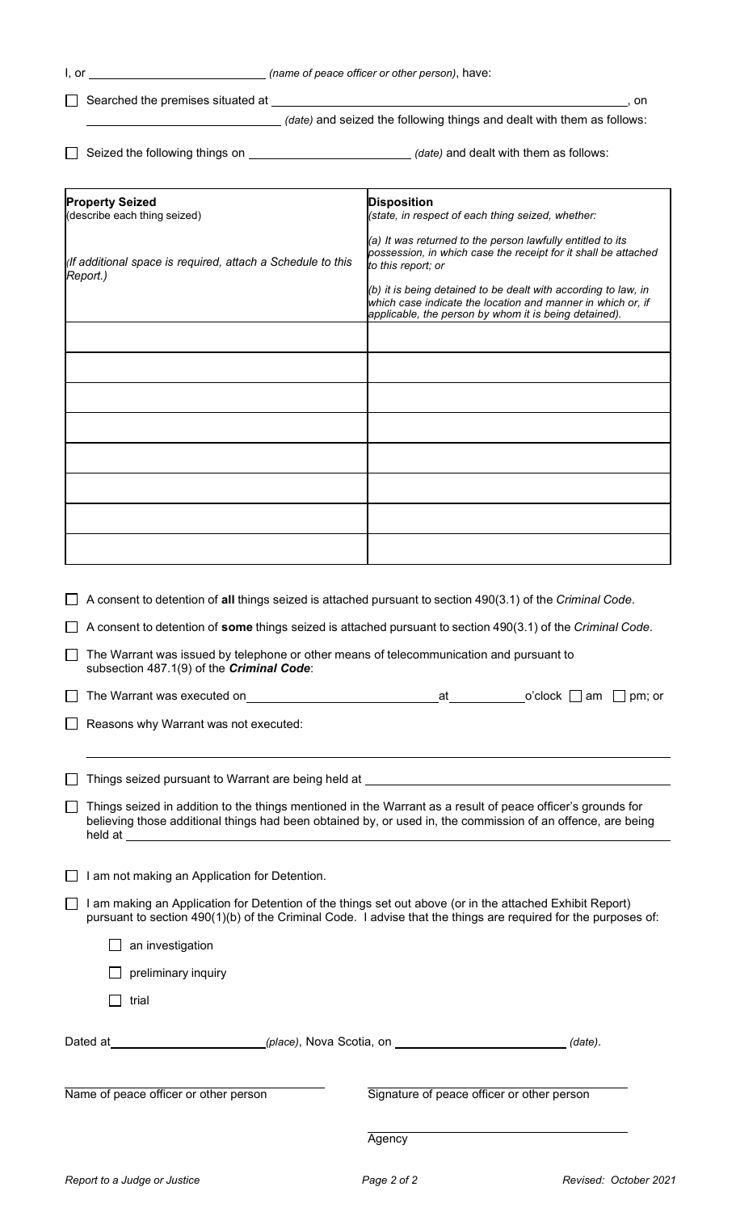I, or _________________________ *(name of peace officer or other person)*, have:

☐ Searched the premises situated at _______________________________________________, on _________________________ *(date)* and seized the following things and dealt with them as follows:

☐ Seized the following things on _______________________ *(date)* and dealt with them as follows:

| **Property Seized** (describe each thing seized) *(If additional space is required, attach a Schedule to this Report.)* | **Disposition** *(state, in respect of each thing seized, whether: (a) It was returned to the person lawfully entitled to its possession, in which case the receipt for it shall be attached to this report; or (b) it is being detained to be dealt with according to law, in which case indicate the location and manner in which or, if applicable, the person by whom it is being detained).* |
|---|---|
| | |
| | |
| | |
| | |
| | |
| | |
| | |
| | |

☐ A consent to detention of **all** things seized is attached pursuant to section 490(3.1) of the *Criminal Code*.

☐ A consent to detention of **some** things seized is attached pursuant to section 490(3.1) of the *Criminal Code*.

☐ The Warrant was issued by telephone or other means of telecommunication and pursuant to subsection 487.1(9) of the ***Criminal Code***:

☐ The Warrant was executed on _________________________ at __________ o'clock ☐ am ☐ pm; or

☐ Reasons why Warrant was not executed:

_______________________________________________________________________________

☐ Things seized pursuant to Warrant are being held at _______________________________________

☐ Things seized in addition to the things mentioned in the Warrant as a result of peace officer's grounds for believing those additional things had been obtained by, or used in, the commission of an offence, are being held at _______________________________________________

☐ I am not making an Application for Detention.

☐ I am making an Application for Detention of the things set out above (or in the attached Exhibit Report) pursuant to section 490(1)(b) of the Criminal Code. I advise that the things are required for the purposes of:

- ☐ an investigation
- ☐ preliminary inquiry
- ☐ trial

Dated at _____________________ *(place)*, Nova Scotia, on _______________________ *(date)*.

_______________________________ Name of peace officer or other person

_______________________________ Signature of peace officer or other person

_______________________________ Agency

*Report to a Judge or Justice* *Revised: October 2021*